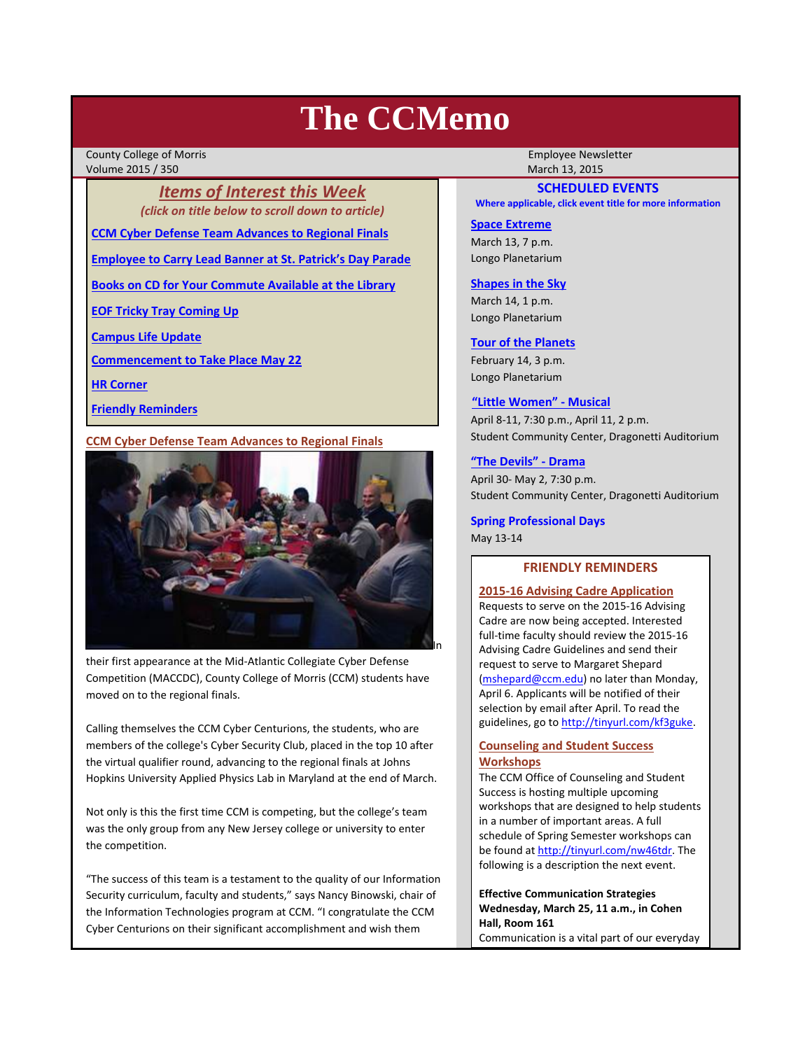# The CCMemo

County College of Morris
Volume 2015 / 350

Employee Newsletter
March 13, 2015

## *Items of Interest this Week*

*(click on title below to scroll down to article)*

- CCM Cyber Defense Team Advances to Regional Finals
- Employee to Carry Lead Banner at St. Patrick's Day Parade
- Books on CD for Your Commute Available at the Library
- EOF Tricky Tray Coming Up
- Campus Life Update
- Commencement to Take Place May 22
- HR Corner
- Friendly Reminders

## CCM Cyber Defense Team Advances to Regional Finals

In their first appearance at the Mid-Atlantic Collegiate Cyber Defense Competition (MACCDC), County College of Morris (CCM) students have moved on to the regional finals.

Calling themselves the CCM Cyber Centurions, the students, who are members of the college's Cyber Security Club, placed in the top 10 after the virtual qualifier round, advancing to the regional finals at Johns Hopkins University Applied Physics Lab in Maryland at the end of March.

Not only is this the first time CCM is competing, but the college's team was the only group from any New Jersey college or university to enter the competition.

"The success of this team is a testament to the quality of our Information Security curriculum, faculty and students," says Nancy Binowski, chair of the Information Technologies program at CCM. "I congratulate the CCM Cyber Centurions on their significant accomplishment and wish them

## SCHEDULED EVENTS

**Where applicable, click event title for more information**

**Space Extreme**
March 13, 7 p.m.
Longo Planetarium

**Shapes in the Sky**
March 14, 1 p.m.
Longo Planetarium

**Tour of the Planets**
February 14, 3 p.m.
Longo Planetarium

**"Little Women" - Musical**
April 8-11, 7:30 p.m., April 11, 2 p.m.
Student Community Center, Dragonetti Auditorium

**"The Devils" - Drama**
April 30- May 2, 7:30 p.m.
Student Community Center, Dragonetti Auditorium

**Spring Professional Days**
May 13-14

## FRIENDLY REMINDERS

**2015-16 Advising Cadre Application**

Requests to serve on the 2015-16 Advising Cadre are now being accepted. Interested full-time faculty should review the 2015-16 Advising Cadre Guidelines and send their request to serve to Margaret Shepard (mshepard@ccm.edu) no later than Monday, April 6. Applicants will be notified of their selection by email after April. To read the guidelines, go to http://tinyurl.com/kf3guke.

**Counseling and Student Success Workshops**

The CCM Office of Counseling and Student Success is hosting multiple upcoming workshops that are designed to help students in a number of important areas. A full schedule of Spring Semester workshops can be found at http://tinyurl.com/nw46tdr. The following is a description the next event.

**Effective Communication Strategies**
**Wednesday, March 25, 11 a.m., in Cohen Hall, Room 161**
Communication is a vital part of our everyday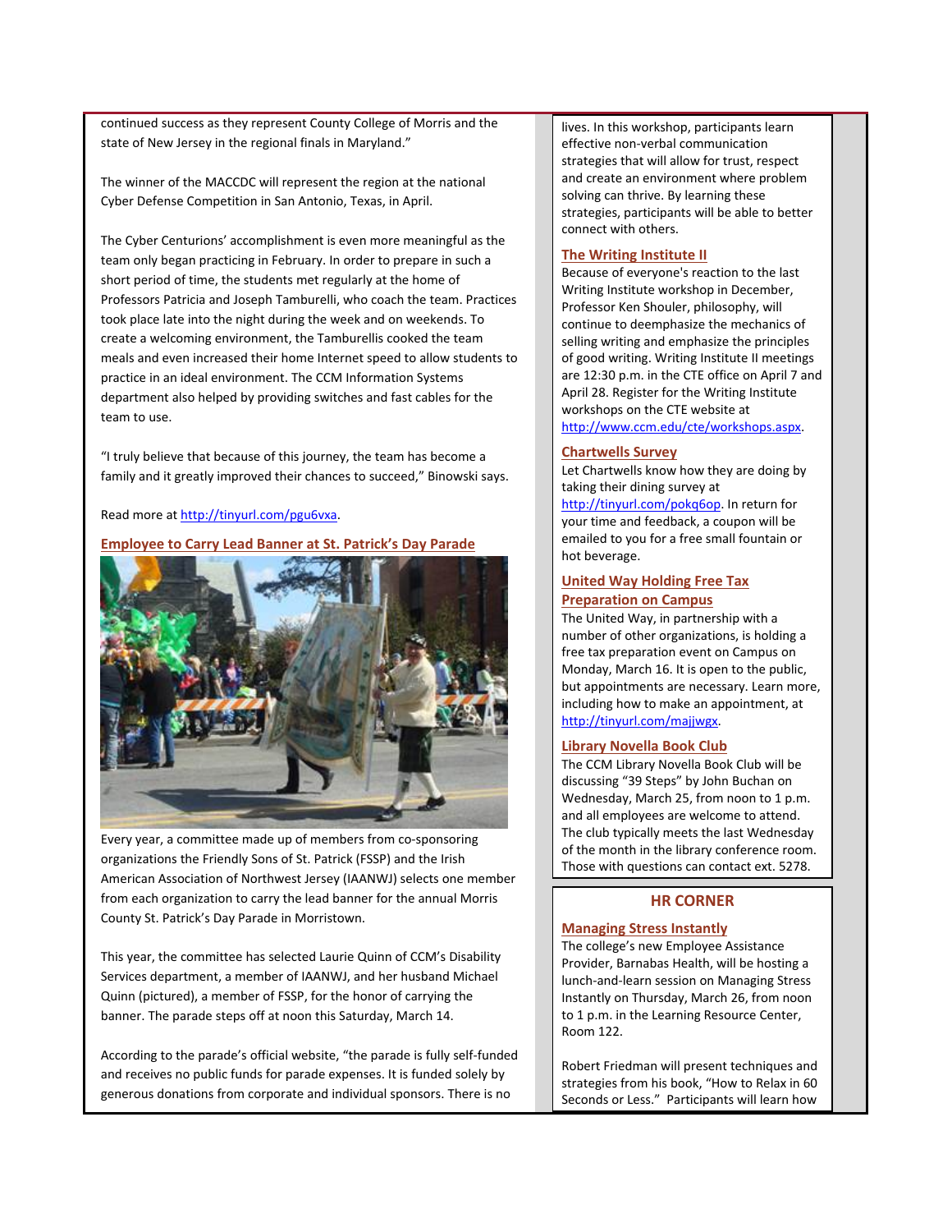continued success as they represent County College of Morris and the state of New Jersey in the regional finals in Maryland."

The winner of the MACCDC will represent the region at the national Cyber Defense Competition in San Antonio, Texas, in April.

The Cyber Centurions' accomplishment is even more meaningful as the team only began practicing in February. In order to prepare in such a short period of time, the students met regularly at the home of Professors Patricia and Joseph Tamburelli, who coach the team. Practices took place late into the night during the week and on weekends. To create a welcoming environment, the Tamburellis cooked the team meals and even increased their home Internet speed to allow students to practice in an ideal environment. The CCM Information Systems department also helped by providing switches and fast cables for the team to use.

"I truly believe that because of this journey, the team has become a family and it greatly improved their chances to succeed," Binowski says.

Read more at http://tinyurl.com/pgu6vxa.

## Employee to Carry Lead Banner at St. Patrick's Day Parade

Every year, a committee made up of members from co-sponsoring organizations the Friendly Sons of St. Patrick (FSSP) and the Irish American Association of Northwest Jersey (IAANWJ) selects one member from each organization to carry the lead banner for the annual Morris County St. Patrick's Day Parade in Morristown.

This year, the committee has selected Laurie Quinn of CCM's Disability Services department, a member of IAANWJ, and her husband Michael Quinn (pictured), a member of FSSP, for the honor of carrying the banner. The parade steps off at noon this Saturday, March 14.

According to the parade's official website, "the parade is fully self-funded and receives no public funds for parade expenses. It is funded solely by generous donations from corporate and individual sponsors. There is no

lives. In this workshop, participants learn effective non-verbal communication strategies that will allow for trust, respect and create an environment where problem solving can thrive. By learning these strategies, participants will be able to better connect with others.

## The Writing Institute II

Because of everyone's reaction to the last Writing Institute workshop in December, Professor Ken Shouler, philosophy, will continue to deemphasize the mechanics of selling writing and emphasize the principles of good writing. Writing Institute II meetings are 12:30 p.m. in the CTE office on April 7 and April 28. Register for the Writing Institute workshops on the CTE website at http://www.ccm.edu/cte/workshops.aspx.

## Chartwells Survey

Let Chartwells know how they are doing by taking their dining survey at http://tinyurl.com/pokq6op. In return for your time and feedback, a coupon will be emailed to you for a free small fountain or hot beverage.

## United Way Holding Free Tax Preparation on Campus

The United Way, in partnership with a number of other organizations, is holding a free tax preparation event on Campus on Monday, March 16. It is open to the public, but appointments are necessary. Learn more, including how to make an appointment, at http://tinyurl.com/majjwgx.

## Library Novella Book Club

The CCM Library Novella Book Club will be discussing "39 Steps" by John Buchan on Wednesday, March 25, from noon to 1 p.m. and all employees are welcome to attend. The club typically meets the last Wednesday of the month in the library conference room. Those with questions can contact ext. 5278.

# HR CORNER

## Managing Stress Instantly

The college's new Employee Assistance Provider, Barnabas Health, will be hosting a lunch-and-learn session on Managing Stress Instantly on Thursday, March 26, from noon to 1 p.m. in the Learning Resource Center, Room 122.

Robert Friedman will present techniques and strategies from his book, "How to Relax in 60 Seconds or Less." Participants will learn how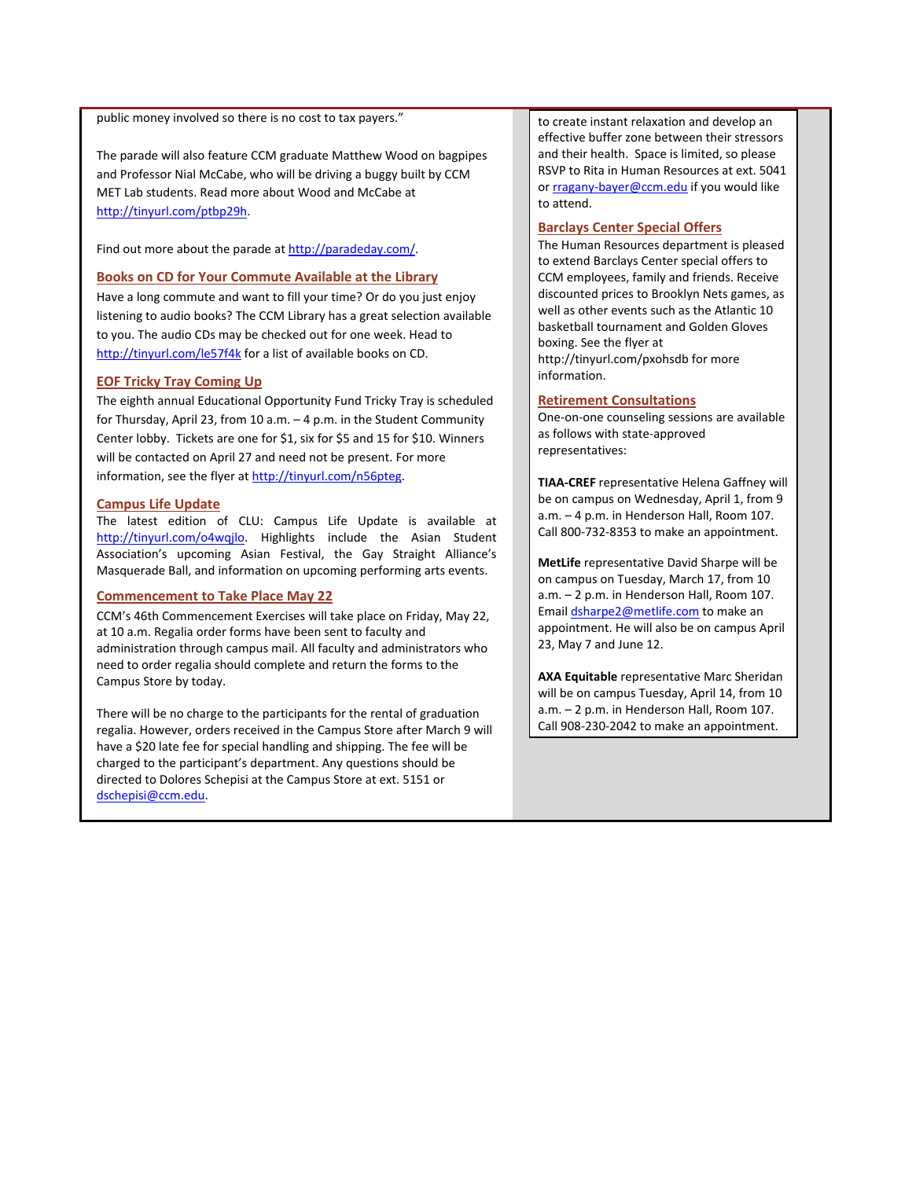public money involved so there is no cost to tax payers."

The parade will also feature CCM graduate Matthew Wood on bagpipes and Professor Nial McCabe, who will be driving a buggy built by CCM MET Lab students. Read more about Wood and McCabe at http://tinyurl.com/ptbp29h.

Find out more about the parade at http://paradeday.com/.

## Books on CD for Your Commute Available at the Library

Have a long commute and want to fill your time? Or do you just enjoy listening to audio books? The CCM Library has a great selection available to you. The audio CDs may be checked out for one week. Head to http://tinyurl.com/le57f4k for a list of available books on CD.

## EOF Tricky Tray Coming Up

The eighth annual Educational Opportunity Fund Tricky Tray is scheduled for Thursday, April 23, from 10 a.m. – 4 p.m. in the Student Community Center lobby. Tickets are one for $1, six for $5 and 15 for $10. Winners will be contacted on April 27 and need not be present. For more information, see the flyer at http://tinyurl.com/n56pteg.

## Campus Life Update

The latest edition of CLU: Campus Life Update is available at http://tinyurl.com/o4wqjlo. Highlights include the Asian Student Association's upcoming Asian Festival, the Gay Straight Alliance's Masquerade Ball, and information on upcoming performing arts events.

## Commencement to Take Place May 22

CCM's 46th Commencement Exercises will take place on Friday, May 22, at 10 a.m. Regalia order forms have been sent to faculty and administration through campus mail. All faculty and administrators who need to order regalia should complete and return the forms to the Campus Store by today.

There will be no charge to the participants for the rental of graduation regalia. However, orders received in the Campus Store after March 9 will have a $20 late fee for special handling and shipping. The fee will be charged to the participant's department. Any questions should be directed to Dolores Schepisi at the Campus Store at ext. 5151 or dschepisi@ccm.edu.

to create instant relaxation and develop an effective buffer zone between their stressors and their health. Space is limited, so please RSVP to Rita in Human Resources at ext. 5041 or rragany-bayer@ccm.edu if you would like to attend.

## Barclays Center Special Offers

The Human Resources department is pleased to extend Barclays Center special offers to CCM employees, family and friends. Receive discounted prices to Brooklyn Nets games, as well as other events such as the Atlantic 10 basketball tournament and Golden Gloves boxing. See the flyer at http://tinyurl.com/pxohsdb for more information.

## Retirement Consultations

One-on-one counseling sessions are available as follows with state-approved representatives:

**TIAA-CREF** representative Helena Gaffney will be on campus on Wednesday, April 1, from 9 a.m. – 4 p.m. in Henderson Hall, Room 107. Call 800-732-8353 to make an appointment.

**MetLife** representative David Sharpe will be on campus on Tuesday, March 17, from 10 a.m. – 2 p.m. in Henderson Hall, Room 107. Email dsharpe2@metlife.com to make an appointment. He will also be on campus April 23, May 7 and June 12.

**AXA Equitable** representative Marc Sheridan will be on campus Tuesday, April 14, from 10 a.m. – 2 p.m. in Henderson Hall, Room 107. Call 908-230-2042 to make an appointment.